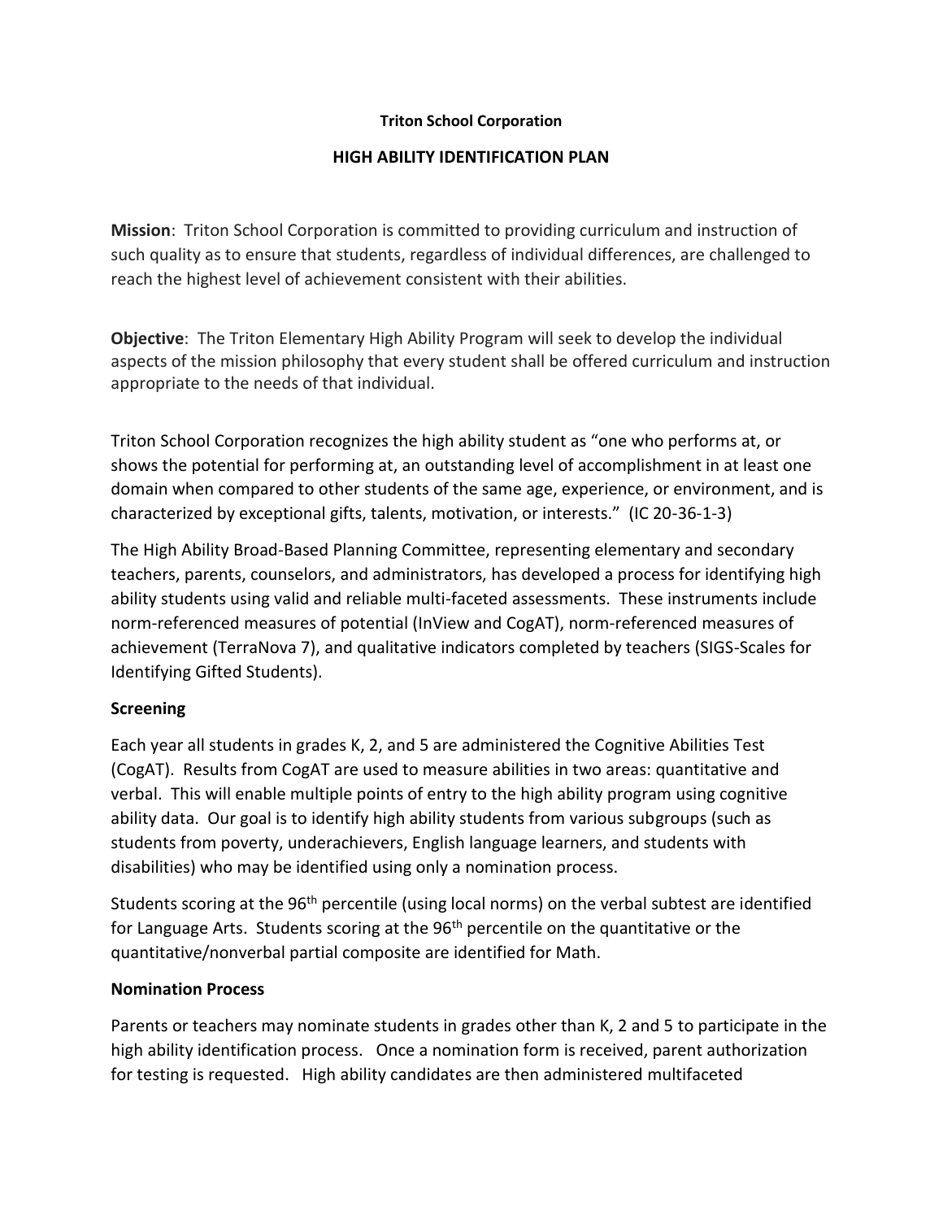**Triton School Corporation**

**HIGH ABILITY IDENTIFICATION PLAN**

**Mission**: Triton School Corporation is committed to providing curriculum and instruction of such quality as to ensure that students, regardless of individual differences, are challenged to reach the highest level of achievement consistent with their abilities.

**Objective**: The Triton Elementary High Ability Program will seek to develop the individual aspects of the mission philosophy that every student shall be offered curriculum and instruction appropriate to the needs of that individual.

Triton School Corporation recognizes the high ability student as "one who performs at, or shows the potential for performing at, an outstanding level of accomplishment in at least one domain when compared to other students of the same age, experience, or environment, and is characterized by exceptional gifts, talents, motivation, or interests." (IC 20-36-1-3)

The High Ability Broad-Based Planning Committee, representing elementary and secondary teachers, parents, counselors, and administrators, has developed a process for identifying high ability students using valid and reliable multi-faceted assessments. These instruments include norm-referenced measures of potential (InView and CogAT), norm-referenced measures of achievement (TerraNova 7), and qualitative indicators completed by teachers (SIGS-Scales for Identifying Gifted Students).

**Screening**

Each year all students in grades K, 2, and 5 are administered the Cognitive Abilities Test (CogAT). Results from CogAT are used to measure abilities in two areas: quantitative and verbal. This will enable multiple points of entry to the high ability program using cognitive ability data. Our goal is to identify high ability students from various subgroups (such as students from poverty, underachievers, English language learners, and students with disabilities) who may be identified using only a nomination process.

Students scoring at the 96th percentile (using local norms) on the verbal subtest are identified for Language Arts. Students scoring at the 96th percentile on the quantitative or the quantitative/nonverbal partial composite are identified for Math.

**Nomination Process**

Parents or teachers may nominate students in grades other than K, 2 and 5 to participate in the high ability identification process. Once a nomination form is received, parent authorization for testing is requested. High ability candidates are then administered multifaceted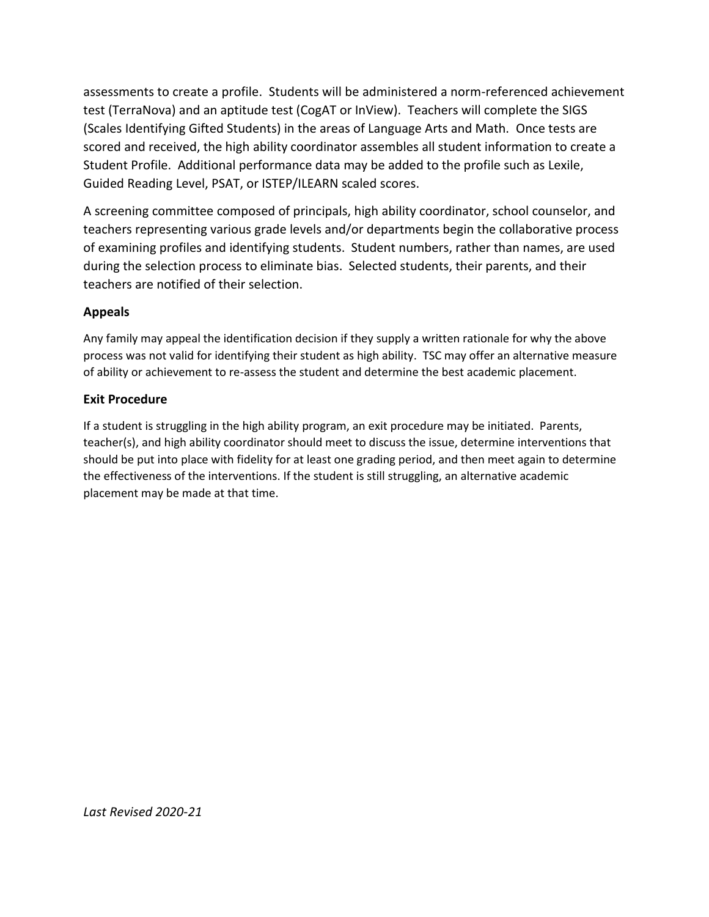assessments to create a profile. Students will be administered a norm-referenced achievement test (TerraNova) and an aptitude test (CogAT or InView). Teachers will complete the SIGS (Scales Identifying Gifted Students) in the areas of Language Arts and Math. Once tests are scored and received, the high ability coordinator assembles all student information to create a Student Profile. Additional performance data may be added to the profile such as Lexile, Guided Reading Level, PSAT, or ISTEP/ILEARN scaled scores.

A screening committee composed of principals, high ability coordinator, school counselor, and teachers representing various grade levels and/or departments begin the collaborative process of examining profiles and identifying students. Student numbers, rather than names, are used during the selection process to eliminate bias. Selected students, their parents, and their teachers are notified of their selection.

### Appeals

Any family may appeal the identification decision if they supply a written rationale for why the above process was not valid for identifying their student as high ability. TSC may offer an alternative measure of ability or achievement to re-assess the student and determine the best academic placement.

### Exit Procedure

If a student is struggling in the high ability program, an exit procedure may be initiated. Parents, teacher(s), and high ability coordinator should meet to discuss the issue, determine interventions that should be put into place with fidelity for at least one grading period, and then meet again to determine the effectiveness of the interventions. If the student is still struggling, an alternative academic placement may be made at that time.

*Last Revised 2020-21*